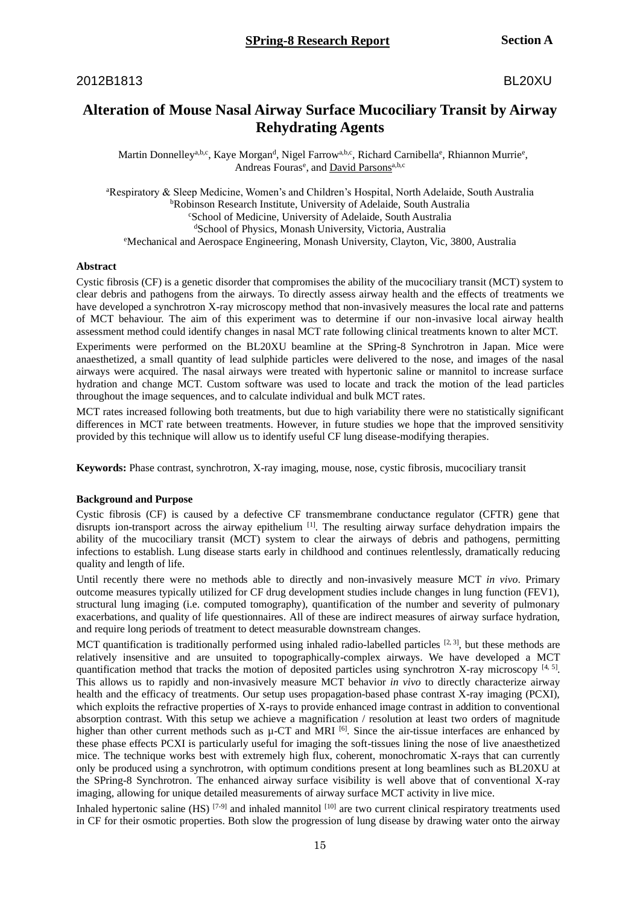2012B1813 BL20XU

# Alteration of Mouse Nasal Airway Surface Mucociliary Transit by Airway Rehydrating Agents

Martin Donnelley[a,b,c], Kaye Morgan[d], Nigel Farrow[a,b,c], Richard Carnibella[e], Rhiannon Murrie[e], Andreas Fouras[e], and David Parsons[a,b,c]

[a]Respiratory & Sleep Medicine, Women's and Children's Hospital, North Adelaide, South Australia
[b]Robinson Research Institute, University of Adelaide, South Australia
[c]School of Medicine, University of Adelaide, South Australia
[d]School of Physics, Monash University, Victoria, Australia
[e]Mechanical and Aerospace Engineering, Monash University, Clayton, Vic, 3800, Australia

**Abstract**

Cystic fibrosis (CF) is a genetic disorder that compromises the ability of the mucociliary transit (MCT) system to clear debris and pathogens from the airways. To directly assess airway health and the effects of treatments we have developed a synchrotron X-ray microscopy method that non-invasively measures the local rate and patterns of MCT behaviour. The aim of this experiment was to determine if our non-invasive local airway health assessment method could identify changes in nasal MCT rate following clinical treatments known to alter MCT.

Experiments were performed on the BL20XU beamline at the SPring-8 Synchrotron in Japan. Mice were anaesthetized, a small quantity of lead sulphide particles were delivered to the nose, and images of the nasal airways were acquired. The nasal airways were treated with hypertonic saline or mannitol to increase surface hydration and change MCT. Custom software was used to locate and track the motion of the lead particles throughout the image sequences, and to calculate individual and bulk MCT rates.

MCT rates increased following both treatments, but due to high variability there were no statistically significant differences in MCT rate between treatments. However, in future studies we hope that the improved sensitivity provided by this technique will allow us to identify useful CF lung disease-modifying therapies.

**Keywords:** Phase contrast, synchrotron, X-ray imaging, mouse, nose, cystic fibrosis, mucociliary transit

**Background and Purpose**

Cystic fibrosis (CF) is caused by a defective CF transmembrane conductance regulator (CFTR) gene that disrupts ion-transport across the airway epithelium [1]. The resulting airway surface dehydration impairs the ability of the mucociliary transit (MCT) system to clear the airways of debris and pathogens, permitting infections to establish. Lung disease starts early in childhood and continues relentlessly, dramatically reducing quality and length of life.

Until recently there were no methods able to directly and non-invasively measure MCT *in vivo*. Primary outcome measures typically utilized for CF drug development studies include changes in lung function (FEV1), structural lung imaging (i.e. computed tomography), quantification of the number and severity of pulmonary exacerbations, and quality of life questionnaires. All of these are indirect measures of airway surface hydration, and require long periods of treatment to detect measurable downstream changes.

MCT quantification is traditionally performed using inhaled radio-labelled particles [2, 3], but these methods are relatively insensitive and are unsuited to topographically-complex airways. We have developed a MCT quantification method that tracks the motion of deposited particles using synchrotron X-ray microscopy [4, 5]. This allows us to rapidly and non-invasively measure MCT behavior *in vivo* to directly characterize airway health and the efficacy of treatments. Our setup uses propagation-based phase contrast X-ray imaging (PCXI), which exploits the refractive properties of X-rays to provide enhanced image contrast in addition to conventional absorption contrast. With this setup we achieve a magnification / resolution at least two orders of magnitude higher than other current methods such as µ-CT and MRI [6]. Since the air-tissue interfaces are enhanced by these phase effects PCXI is particularly useful for imaging the soft-tissues lining the nose of live anaesthetized mice. The technique works best with extremely high flux, coherent, monochromatic X-rays that can currently only be produced using a synchrotron, with optimum conditions present at long beamlines such as BL20XU at the SPring-8 Synchrotron. The enhanced airway surface visibility is well above that of conventional X-ray imaging, allowing for unique detailed measurements of airway surface MCT activity in live mice.

Inhaled hypertonic saline (HS) [7-9] and inhaled mannitol [10] are two current clinical respiratory treatments used in CF for their osmotic properties. Both slow the progression of lung disease by drawing water onto the airway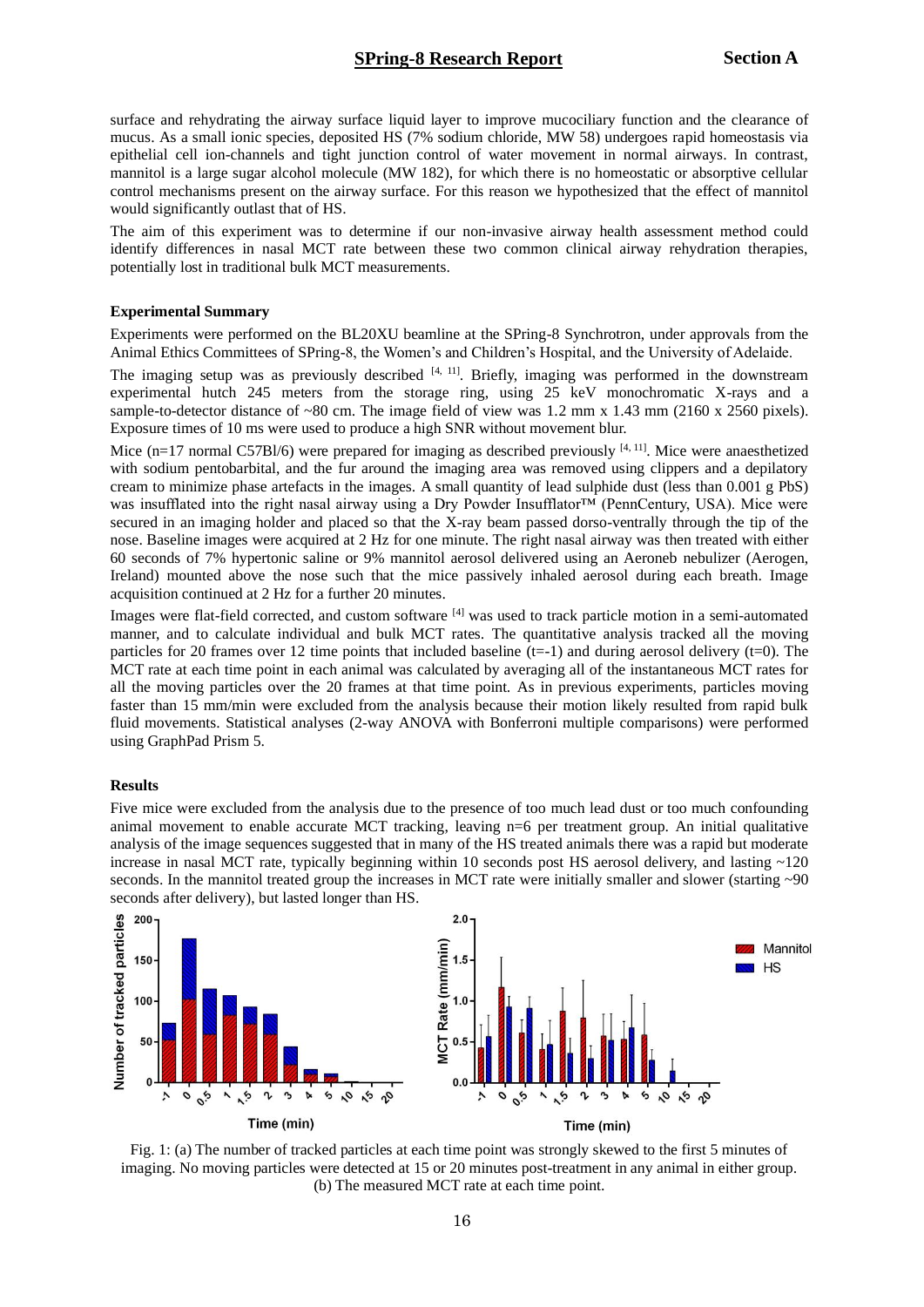surface and rehydrating the airway surface liquid layer to improve mucociliary function and the clearance of mucus. As a small ionic species, deposited HS (7% sodium chloride, MW 58) undergoes rapid homeostasis via epithelial cell ion-channels and tight junction control of water movement in normal airways. In contrast, mannitol is a large sugar alcohol molecule (MW 182), for which there is no homeostatic or absorptive cellular control mechanisms present on the airway surface. For this reason we hypothesized that the effect of mannitol would significantly outlast that of HS.

The aim of this experiment was to determine if our non-invasive airway health assessment method could identify differences in nasal MCT rate between these two common clinical airway rehydration therapies, potentially lost in traditional bulk MCT measurements.

**Experimental Summary**

Experiments were performed on the BL20XU beamline at the SPring-8 Synchrotron, under approvals from the Animal Ethics Committees of SPring-8, the Women's and Children's Hospital, and the University of Adelaide.

The imaging setup was as previously described [4, 11]. Briefly, imaging was performed in the downstream experimental hutch 245 meters from the storage ring, using 25 keV monochromatic X-rays and a sample-to-detector distance of ~80 cm. The image field of view was 1.2 mm x 1.43 mm (2160 x 2560 pixels). Exposure times of 10 ms were used to produce a high SNR without movement blur.

Mice (n=17 normal C57Bl/6) were prepared for imaging as described previously [4, 11]. Mice were anaesthetized with sodium pentobarbital, and the fur around the imaging area was removed using clippers and a depilatory cream to minimize phase artefacts in the images. A small quantity of lead sulphide dust (less than 0.001 g PbS) was insufflated into the right nasal airway using a Dry Powder Insufflator™ (PennCentury, USA). Mice were secured in an imaging holder and placed so that the X-ray beam passed dorso-ventrally through the tip of the nose. Baseline images were acquired at 2 Hz for one minute. The right nasal airway was then treated with either 60 seconds of 7% hypertonic saline or 9% mannitol aerosol delivered using an Aeroneb nebulizer (Aerogen, Ireland) mounted above the nose such that the mice passively inhaled aerosol during each breath. Image acquisition continued at 2 Hz for a further 20 minutes.

Images were flat-field corrected, and custom software [4] was used to track particle motion in a semi-automated manner, and to calculate individual and bulk MCT rates. The quantitative analysis tracked all the moving particles for 20 frames over 12 time points that included baseline (t=-1) and during aerosol delivery (t=0). The MCT rate at each time point in each animal was calculated by averaging all of the instantaneous MCT rates for all the moving particles over the 20 frames at that time point. As in previous experiments, particles moving faster than 15 mm/min were excluded from the analysis because their motion likely resulted from rapid bulk fluid movements. Statistical analyses (2-way ANOVA with Bonferroni multiple comparisons) were performed using GraphPad Prism 5.

**Results**

Five mice were excluded from the analysis due to the presence of too much lead dust or too much confounding animal movement to enable accurate MCT tracking, leaving n=6 per treatment group. An initial qualitative analysis of the image sequences suggested that in many of the HS treated animals there was a rapid but moderate increase in nasal MCT rate, typically beginning within 10 seconds post HS aerosol delivery, and lasting ~120 seconds. In the mannitol treated group the increases in MCT rate were initially smaller and slower (starting ~90 seconds after delivery), but lasted longer than HS.

Fig. 1: (a) The number of tracked particles at each time point was strongly skewed to the first 5 minutes of imaging. No moving particles were detected at 15 or 20 minutes post-treatment in any animal in either group. (b) The measured MCT rate at each time point.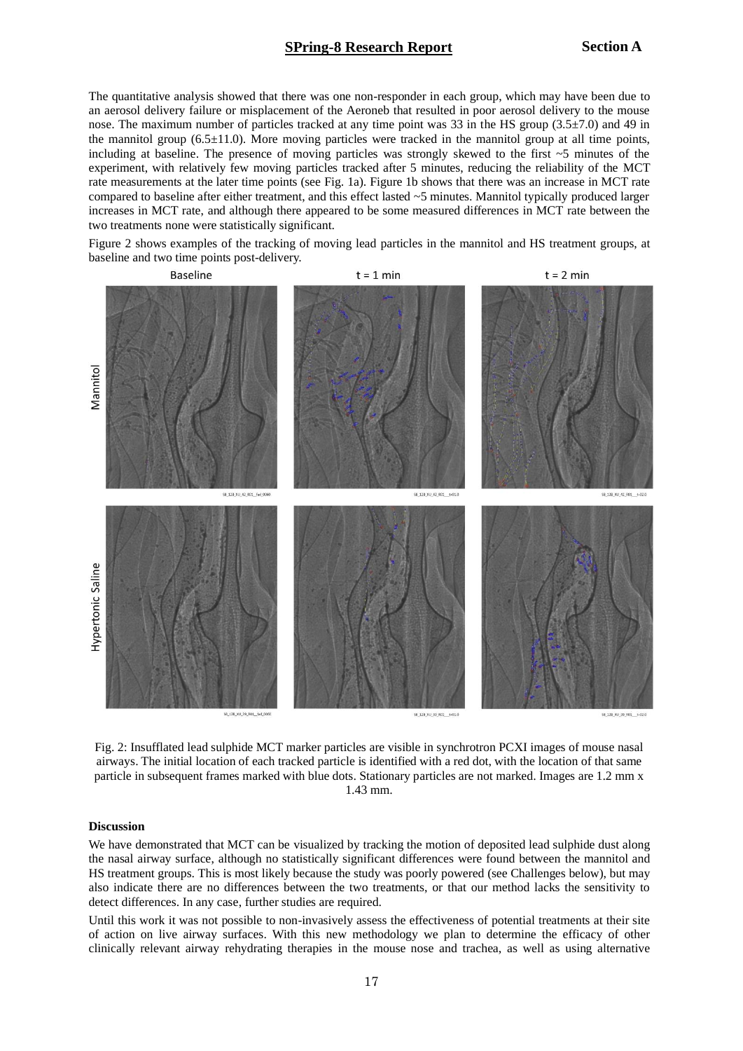The quantitative analysis showed that there was one non-responder in each group, which may have been due to an aerosol delivery failure or misplacement of the Aeroneb that resulted in poor aerosol delivery to the mouse nose. The maximum number of particles tracked at any time point was 33 in the HS group (3.5±7.0) and 49 in the mannitol group (6.5±11.0). More moving particles were tracked in the mannitol group at all time points, including at baseline. The presence of moving particles was strongly skewed to the first ~5 minutes of the experiment, with relatively few moving particles tracked after 5 minutes, reducing the reliability of the MCT rate measurements at the later time points (see Fig. 1a). Figure 1b shows that there was an increase in MCT rate compared to baseline after either treatment, and this effect lasted ~5 minutes. Mannitol typically produced larger increases in MCT rate, and although there appeared to be some measured differences in MCT rate between the two treatments none were statistically significant.

Figure 2 shows examples of the tracking of moving lead particles in the mannitol and HS treatment groups, at baseline and two time points post-delivery.

Fig. 2: Insufflated lead sulphide MCT marker particles are visible in synchrotron PCXI images of mouse nasal airways. The initial location of each tracked particle is identified with a red dot, with the location of that same particle in subsequent frames marked with blue dots. Stationary particles are not marked. Images are 1.2 mm x 1.43 mm.

#### Discussion

We have demonstrated that MCT can be visualized by tracking the motion of deposited lead sulphide dust along the nasal airway surface, although no statistically significant differences were found between the mannitol and HS treatment groups. This is most likely because the study was poorly powered (see Challenges below), but may also indicate there are no differences between the two treatments, or that our method lacks the sensitivity to detect differences. In any case, further studies are required.

Until this work it was not possible to non-invasively assess the effectiveness of potential treatments at their site of action on live airway surfaces. With this new methodology we plan to determine the efficacy of other clinically relevant airway rehydrating therapies in the mouse nose and trachea, as well as using alternative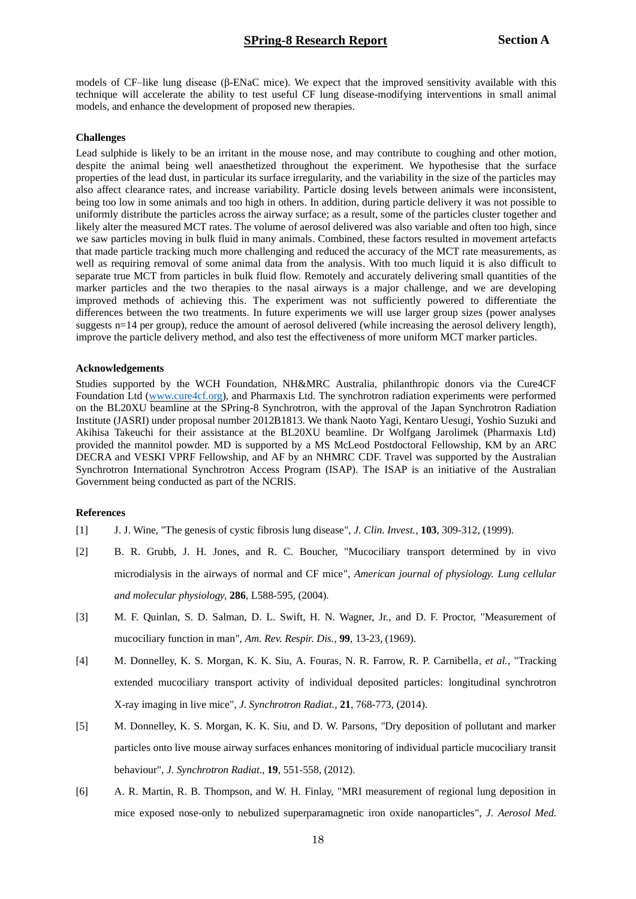models of CF–like lung disease (β-ENaC mice). We expect that the improved sensitivity available with this technique will accelerate the ability to test useful CF lung disease-modifying interventions in small animal models, and enhance the development of proposed new therapies.

**Challenges**

Lead sulphide is likely to be an irritant in the mouse nose, and may contribute to coughing and other motion, despite the animal being well anaesthetized throughout the experiment. We hypothesise that the surface properties of the lead dust, in particular its surface irregularity, and the variability in the size of the particles may also affect clearance rates, and increase variability. Particle dosing levels between animals were inconsistent, being too low in some animals and too high in others. In addition, during particle delivery it was not possible to uniformly distribute the particles across the airway surface; as a result, some of the particles cluster together and likely alter the measured MCT rates. The volume of aerosol delivered was also variable and often too high, since we saw particles moving in bulk fluid in many animals. Combined, these factors resulted in movement artefacts that made particle tracking much more challenging and reduced the accuracy of the MCT rate measurements, as well as requiring removal of some animal data from the analysis. With too much liquid it is also difficult to separate true MCT from particles in bulk fluid flow. Remotely and accurately delivering small quantities of the marker particles and the two therapies to the nasal airways is a major challenge, and we are developing improved methods of achieving this. The experiment was not sufficiently powered to differentiate the differences between the two treatments. In future experiments we will use larger group sizes (power analyses suggests n=14 per group), reduce the amount of aerosol delivered (while increasing the aerosol delivery length), improve the particle delivery method, and also test the effectiveness of more uniform MCT marker particles.

**Acknowledgements**

Studies supported by the WCH Foundation, NH&MRC Australia, philanthropic donors via the Cure4CF Foundation Ltd (www.cure4cf.org), and Pharmaxis Ltd. The synchrotron radiation experiments were performed on the BL20XU beamline at the SPring-8 Synchrotron, with the approval of the Japan Synchrotron Radiation Institute (JASRI) under proposal number 2012B1813. We thank Naoto Yagi, Kentaro Uesugi, Yoshio Suzuki and Akihisa Takeuchi for their assistance at the BL20XU beamline. Dr Wolfgang Jarolimek (Pharmaxis Ltd) provided the mannitol powder. MD is supported by a MS McLeod Postdoctoral Fellowship, KM by an ARC DECRA and VESKI VPRF Fellowship, and AF by an NHMRC CDF. Travel was supported by the Australian Synchrotron International Synchrotron Access Program (ISAP). The ISAP is an initiative of the Australian Government being conducted as part of the NCRIS.

**References**

[1] J. J. Wine, "The genesis of cystic fibrosis lung disease", *J. Clin. Invest.*, **103**, 309-312, (1999).

[2] B. R. Grubb, J. H. Jones, and R. C. Boucher, "Mucociliary transport determined by in vivo microdialysis in the airways of normal and CF mice", *American journal of physiology. Lung cellular and molecular physiology*, **286**, L588-595, (2004).

[3] M. F. Quinlan, S. D. Salman, D. L. Swift, H. N. Wagner, Jr., and D. F. Proctor, "Measurement of mucociliary function in man", *Am. Rev. Respir. Dis.*, **99**, 13-23, (1969).

[4] M. Donnelley, K. S. Morgan, K. K. Siu, A. Fouras, N. R. Farrow, R. P. Carnibella*, et al.*, "Tracking extended mucociliary transport activity of individual deposited particles: longitudinal synchrotron X-ray imaging in live mice", *J. Synchrotron Radiat.*, **21**, 768-773, (2014).

[5] M. Donnelley, K. S. Morgan, K. K. Siu, and D. W. Parsons, "Dry deposition of pollutant and marker particles onto live mouse airway surfaces enhances monitoring of individual particle mucociliary transit behaviour", *J. Synchrotron Radiat.*, **19**, 551-558, (2012).

[6] A. R. Martin, R. B. Thompson, and W. H. Finlay, "MRI measurement of regional lung deposition in mice exposed nose-only to nebulized superparamagnetic iron oxide nanoparticles", *J. Aerosol Med.*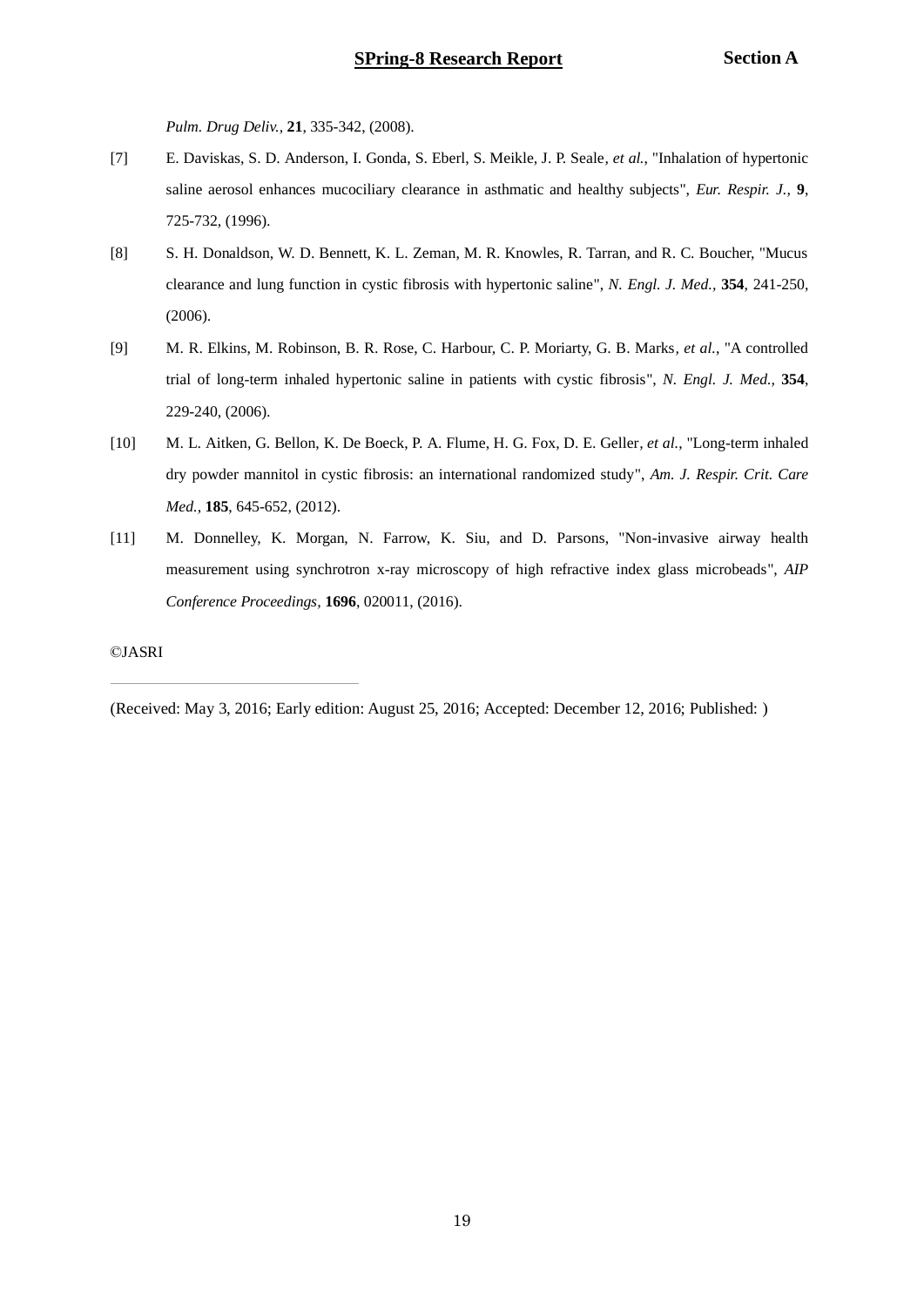*Pulm. Drug Deliv.*, **21**, 335-342, (2008).

[7] E. Daviskas, S. D. Anderson, I. Gonda, S. Eberl, S. Meikle, J. P. Seale, *et al.*, "Inhalation of hypertonic saline aerosol enhances mucociliary clearance in asthmatic and healthy subjects", *Eur. Respir. J.*, **9**, 725-732, (1996).

[8] S. H. Donaldson, W. D. Bennett, K. L. Zeman, M. R. Knowles, R. Tarran, and R. C. Boucher, "Mucus clearance and lung function in cystic fibrosis with hypertonic saline", *N. Engl. J. Med.*, **354**, 241-250, (2006).

[9] M. R. Elkins, M. Robinson, B. R. Rose, C. Harbour, C. P. Moriarty, G. B. Marks, *et al.*, "A controlled trial of long-term inhaled hypertonic saline in patients with cystic fibrosis", *N. Engl. J. Med.*, **354**, 229-240, (2006).

[10] M. L. Aitken, G. Bellon, K. De Boeck, P. A. Flume, H. G. Fox, D. E. Geller, *et al.*, "Long-term inhaled dry powder mannitol in cystic fibrosis: an international randomized study", *Am. J. Respir. Crit. Care Med.*, **185**, 645-652, (2012).

[11] M. Donnelley, K. Morgan, N. Farrow, K. Siu, and D. Parsons, "Non-invasive airway health measurement using synchrotron x-ray microscopy of high refractive index glass microbeads", *AIP Conference Proceedings*, **1696**, 020011, (2016).

©JASRI

---

(Received: May 3, 2016; Early edition: August 25, 2016; Accepted: December 12, 2016; Published: )